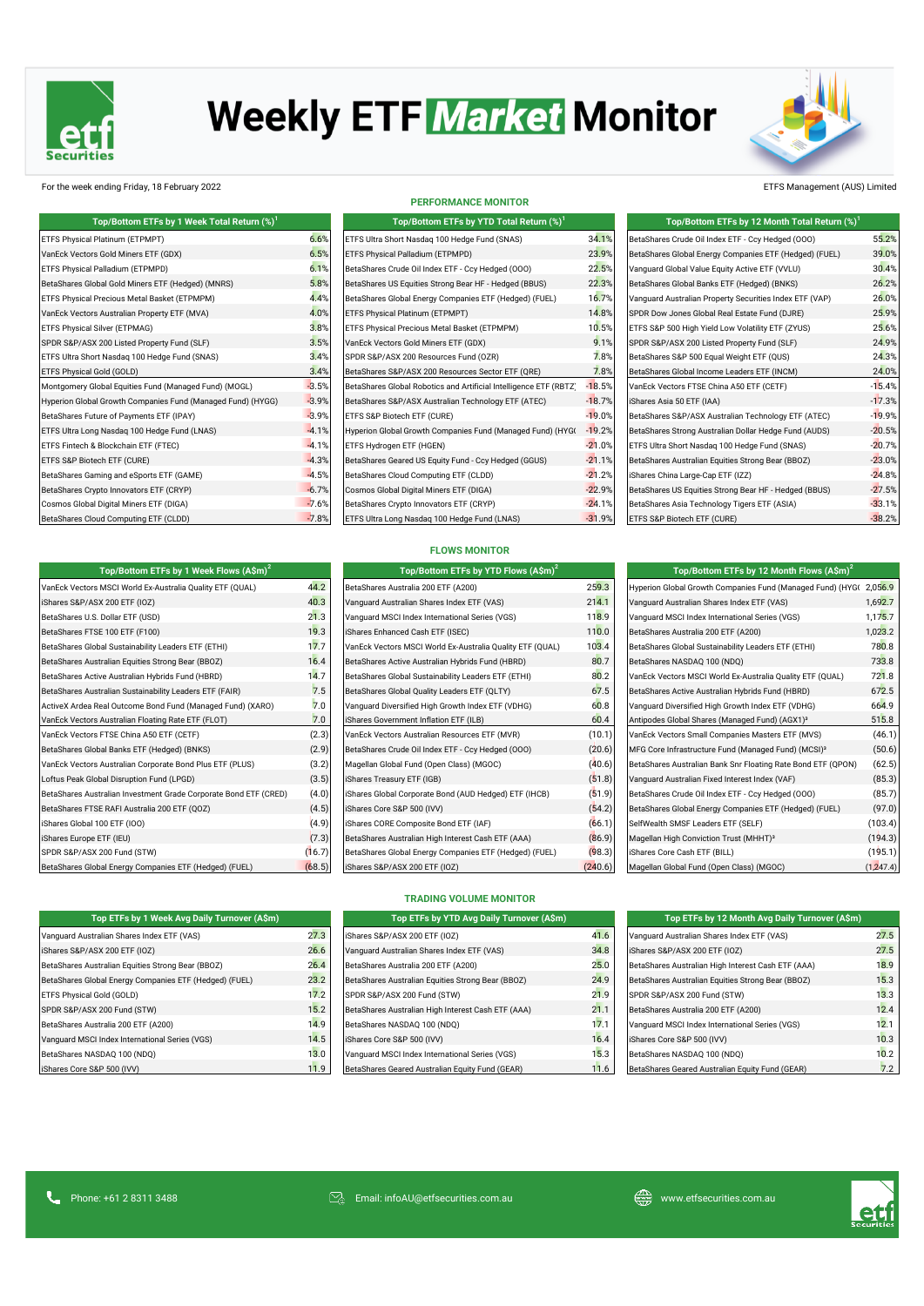# Weekly ETF Market Monitor

For the week ending Friday, 18 February 2022

ETFS Management (AUS) Limited

## PERFORMANCE MONITOR

| Top/Bottom ETFs by 1 Week Total Return (%)[1] | |
|---|---|
| ETFS Physical Platinum (ETPMPT) | 6.6% |
| VanEck Vectors Gold Miners ETF (GDX) | 6.5% |
| ETFS Physical Palladium (ETPMPD) | 6.1% |
| BetaShares Global Gold Miners ETF (Hedged) (MNRS) | 5.8% |
| ETFS Physical Precious Metal Basket (ETPMPM) | 4.4% |
| VanEck Vectors Australian Property ETF (MVA) | 4.0% |
| ETFS Physical Silver (ETPMAG) | 3.8% |
| SPDR S&P/ASX 200 Listed Property Fund (SLF) | 3.5% |
| ETFS Ultra Short Nasdaq 100 Hedge Fund (SNAS) | 3.4% |
| ETFS Physical Gold (GOLD) | 3.4% |
| Montgomery Global Equities Fund (Managed Fund) (MOGL) | -3.5% |
| Hyperion Global Growth Companies Fund (Managed Fund) (HYGG) | -3.9% |
| BetaShares Future of Payments ETF (IPAY) | -3.9% |
| ETFS Ultra Long Nasdaq 100 Hedge Fund (LNAS) | -4.1% |
| ETFS Fintech & Blockchain ETF (FTEC) | -4.1% |
| ETFS S&P Biotech ETF (CURE) | -4.3% |
| BetaShares Gaming and eSports ETF (GAME) | -4.5% |
| BetaShares Crypto Innovators ETF (CRYP) | -6.7% |
| Cosmos Global Digital Miners ETF (DIGA) | -7.6% |
| BetaShares Cloud Computing ETF (CLDD) | -7.8% |

| Top/Bottom ETFs by YTD Total Return (%)[1] | |
|---|---|
| ETFS Ultra Short Nasdaq 100 Hedge Fund (SNAS) | 34.1% |
| ETFS Physical Palladium (ETPMPD) | 23.9% |
| BetaShares Crude Oil Index ETF - Ccy Hedged (OOO) | 22.5% |
| BetaShares US Equities Strong Bear HF - Hedged (BBUS) | 22.3% |
| BetaShares Global Energy Companies ETF (Hedged) (FUEL) | 16.7% |
| ETFS Physical Platinum (ETPMPT) | 14.8% |
| ETFS Physical Precious Metal Basket (ETPMPM) | 10.5% |
| VanEck Vectors Gold Miners ETF (GDX) | 9.1% |
| SPDR S&P/ASX 200 Resources Fund (OZR) | 7.8% |
| BetaShares S&P/ASX 200 Resources Sector ETF (QRE) | 7.8% |
| BetaShares Global Robotics and Artificial Intelligence ETF (RBTZ) | -18.5% |
| BetaShares S&P/ASX Australian Technology ETF (ATEC) | -18.7% |
| ETFS S&P Biotech ETF (CURE) | -19.0% |
| Hyperion Global Growth Companies Fund (Managed Fund) (HYGG) | -19.2% |
| ETFS Hydrogen ETF (HGEN) | -21.0% |
| BetaShares Geared US Equity Fund - Ccy Hedged (GGUS) | -21.1% |
| BetaShares Cloud Computing ETF (CLDD) | -21.2% |
| Cosmos Global Digital Miners ETF (DIGA) | -22.9% |
| BetaShares Crypto Innovators ETF (CRYP) | -24.1% |
| ETFS Ultra Long Nasdaq 100 Hedge Fund (LNAS) | -31.9% |

| Top/Bottom ETFs by 12 Month Total Return (%)[1] | |
|---|---|
| BetaShares Crude Oil Index ETF - Ccy Hedged (OOO) | 55.2% |
| BetaShares Global Energy Companies ETF (Hedged) (FUEL) | 39.0% |
| Vanguard Global Value Equity Active ETF (VVLU) | 30.4% |
| BetaShares Global Banks ETF (Hedged) (BNKS) | 26.2% |
| Vanguard Australian Property Securities Index ETF (VAP) | 26.0% |
| SPDR Dow Jones Global Real Estate Fund (DJRE) | 25.9% |
| ETFS S&P 500 High Yield Low Volatility ETF (ZYUS) | 25.6% |
| SPDR S&P/ASX 200 Listed Property Fund (SLF) | 24.9% |
| BetaShares S&P 500 Equal Weight ETF (QUS) | 24.3% |
| BetaShares Global Income Leaders ETF (INCM) | 24.0% |
| VanEck Vectors FTSE China A50 ETF (CETF) | -15.4% |
| iShares Asia 50 ETF (IAA) | -17.3% |
| BetaShares S&P/ASX Australian Technology ETF (ATEC) | -19.9% |
| BetaShares Strong Australian Dollar Hedge Fund (AUDS) | -20.5% |
| ETFS Ultra Short Nasdaq 100 Hedge Fund (SNAS) | -20.7% |
| BetaShares Australian Equities Strong Bear (BBOZ) | -23.0% |
| iShares China Large-Cap ETF (IZZ) | -24.8% |
| BetaShares US Equities Strong Bear HF - Hedged (BBUS) | -27.5% |
| BetaShares Asia Technology Tigers ETF (ASIA) | -33.1% |
| ETFS S&P Biotech ETF (CURE) | -38.2% |

## FLOWS MONITOR

| Top/Bottom ETFs by 1 Week Flows (A$m)[2] | |
|---|---|
| VanEck Vectors MSCI World Ex-Australia Quality ETF (QUAL) | 44.2 |
| iShares S&P/ASX 200 ETF (IOZ) | 40.3 |
| BetaShares U.S. Dollar ETF (USD) | 21.3 |
| BetaShares FTSE 100 ETF (F100) | 19.3 |
| BetaShares Global Sustainability Leaders ETF (ETHI) | 17.7 |
| BetaShares Australian Equities Strong Bear (BBOZ) | 16.4 |
| BetaShares Active Australian Hybrids Fund (HBRD) | 14.7 |
| BetaShares Australian Sustainability Leaders ETF (FAIR) | 7.5 |
| ActiveX Ardea Real Outcome Bond Fund (Managed Fund) (XARO) | 7.0 |
| VanEck Vectors Australian Floating Rate ETF (FLOT) | 7.0 |
| VanEck Vectors FTSE China A50 ETF (CETF) | (2.3) |
| BetaShares Global Banks ETF (Hedged) (BNKS) | (2.9) |
| VanEck Vectors Australian Corporate Bond Plus ETF (PLUS) | (3.2) |
| Loftus Peak Global Disruption Fund (LPGD) | (3.5) |
| BetaShares Australian Investment Grade Corporate Bond ETF (CRED) | (4.0) |
| BetaShares FTSE RAFI Australia 200 ETF (QOZ) | (4.5) |
| iShares Global 100 ETF (IOO) | (4.9) |
| iShares Europe ETF (IEU) | (7.3) |
| SPDR S&P/ASX 200 Fund (STW) | (16.7) |
| BetaShares Global Energy Companies ETF (Hedged) (FUEL) | (68.5) |

| Top/Bottom ETFs by YTD Flows (A$m)[2] | |
|---|---|
| BetaShares Australia 200 ETF (A200) | 259.3 |
| Vanguard Australian Shares Index ETF (VAS) | 214.1 |
| Vanguard MSCI Index International Series (VGS) | 118.9 |
| iShares Enhanced Cash ETF (ISEC) | 110.0 |
| VanEck Vectors MSCI World Ex-Australia Quality ETF (QUAL) | 103.4 |
| BetaShares Active Australian Hybrids Fund (HBRD) | 80.7 |
| BetaShares Global Sustainability Leaders ETF (ETHI) | 80.2 |
| BetaShares Global Quality Leaders ETF (QLTY) | 67.5 |
| Vanguard Diversified High Growth Index ETF (VDHG) | 60.8 |
| iShares Government Inflation ETF (ILB) | 60.4 |
| VanEck Vectors Australian Resources ETF (MVR) | (10.1) |
| BetaShares Crude Oil Index ETF - Ccy Hedged (OOO) | (20.6) |
| Magellan Global Fund (Open Class) (MGOC) | (40.6) |
| iShares Treasury ETF (IGB) | (51.8) |
| iShares Global Corporate Bond (AUD Hedged) ETF (IHCB) | (51.9) |
| iShares Core S&P 500 (IVV) | (54.2) |
| iShares CORE Composite Bond ETF (IAF) | (66.1) |
| BetaShares Australian High Interest Cash ETF (AAA) | (86.9) |
| BetaShares Global Energy Companies ETF (Hedged) (FUEL) | (98.3) |
| iShares S&P/ASX 200 ETF (IOZ) | (240.6) |

| Top/Bottom ETFs by 12 Month Flows (A$m)[2] | |
|---|---|
| Hyperion Global Growth Companies Fund (Managed Fund) (HYGG) | 2,056.9 |
| Vanguard Australian Shares Index ETF (VAS) | 1,692.7 |
| Vanguard MSCI Index International Series (VGS) | 1,175.7 |
| BetaShares Australia 200 ETF (A200) | 1,023.2 |
| BetaShares Global Sustainability Leaders ETF (ETHI) | 780.8 |
| BetaShares NASDAQ 100 (NDQ) | 733.8 |
| VanEck Vectors MSCI World Ex-Australia Quality ETF (QUAL) | 721.8 |
| BetaShares Active Australian Hybrids Fund (HBRD) | 672.5 |
| Vanguard Diversified High Growth Index ETF (VDHG) | 664.9 |
| Antipodes Global Shares (Managed Fund) (AGX1)[3] | 515.8 |
| VanEck Vectors Small Companies Masters ETF (MVS) | (46.1) |
| MFG Core Infrastructure Fund (Managed Fund) (MCSI)[3] | (50.6) |
| BetaShares Australian Bank Snr Floating Rate Bond ETF (QPON) | (62.5) |
| Vanguard Australian Fixed Interest Index (VAF) | (85.3) |
| BetaShares Crude Oil Index ETF - Ccy Hedged (OOO) | (85.7) |
| BetaShares Global Energy Companies ETF (Hedged) (FUEL) | (97.0) |
| SelfWealth SMSF Leaders ETF (SELF) | (103.4) |
| Magellan High Conviction Trust (MHHT)[3] | (194.3) |
| iShares Core Cash ETF (BILL) | (195.1) |
| Magellan Global Fund (Open Class) (MGOC) | (1,247.4) |

## TRADING VOLUME MONITOR

| Top ETFs by 1 Week Avg Daily Turnover (A$m) | |
|---|---|
| Vanguard Australian Shares Index ETF (VAS) | 27.3 |
| iShares S&P/ASX 200 ETF (IOZ) | 26.6 |
| BetaShares Australian Equities Strong Bear (BBOZ) | 26.4 |
| BetaShares Global Energy Companies ETF (Hedged) (FUEL) | 23.2 |
| ETFS Physical Gold (GOLD) | 17.2 |
| SPDR S&P/ASX 200 Fund (STW) | 15.2 |
| BetaShares Australia 200 ETF (A200) | 14.9 |
| Vanguard MSCI Index International Series (VGS) | 14.5 |
| BetaShares NASDAQ 100 (NDQ) | 13.0 |
| iShares Core S&P 500 (IVV) | 11.9 |

| Top ETFs by YTD Avg Daily Turnover (A$m) | |
|---|---|
| iShares S&P/ASX 200 ETF (IOZ) | 41.6 |
| Vanguard Australian Shares Index ETF (VAS) | 34.8 |
| BetaShares Australia 200 ETF (A200) | 25.0 |
| BetaShares Australian Equities Strong Bear (BBOZ) | 24.9 |
| SPDR S&P/ASX 200 Fund (STW) | 21.9 |
| BetaShares Australian High Interest Cash ETF (AAA) | 21.1 |
| BetaShares NASDAQ 100 (NDQ) | 17.1 |
| iShares Core S&P 500 (IVV) | 16.4 |
| Vanguard MSCI Index International Series (VGS) | 15.3 |
| BetaShares Geared Australian Equity Fund (GEAR) | 11.6 |

| Top ETFs by 12 Month Avg Daily Turnover (A$m) | |
|---|---|
| Vanguard Australian Shares Index ETF (VAS) | 27.5 |
| iShares S&P/ASX 200 ETF (IOZ) | 27.5 |
| BetaShares Australian High Interest Cash ETF (AAA) | 18.9 |
| BetaShares Australian Equities Strong Bear (BBOZ) | 15.3 |
| SPDR S&P/ASX 200 Fund (STW) | 13.3 |
| BetaShares Australia 200 ETF (A200) | 12.4 |
| Vanguard MSCI Index International Series (VGS) | 12.1 |
| iShares Core S&P 500 (IVV) | 10.3 |
| BetaShares NASDAQ 100 (NDQ) | 10.2 |
| BetaShares Geared Australian Equity Fund (GEAR) | 7.2 |

Phone: +61 2 8311 3488 | Email: infoAU@etfsecurities.com.au | www.etfsecurities.com.au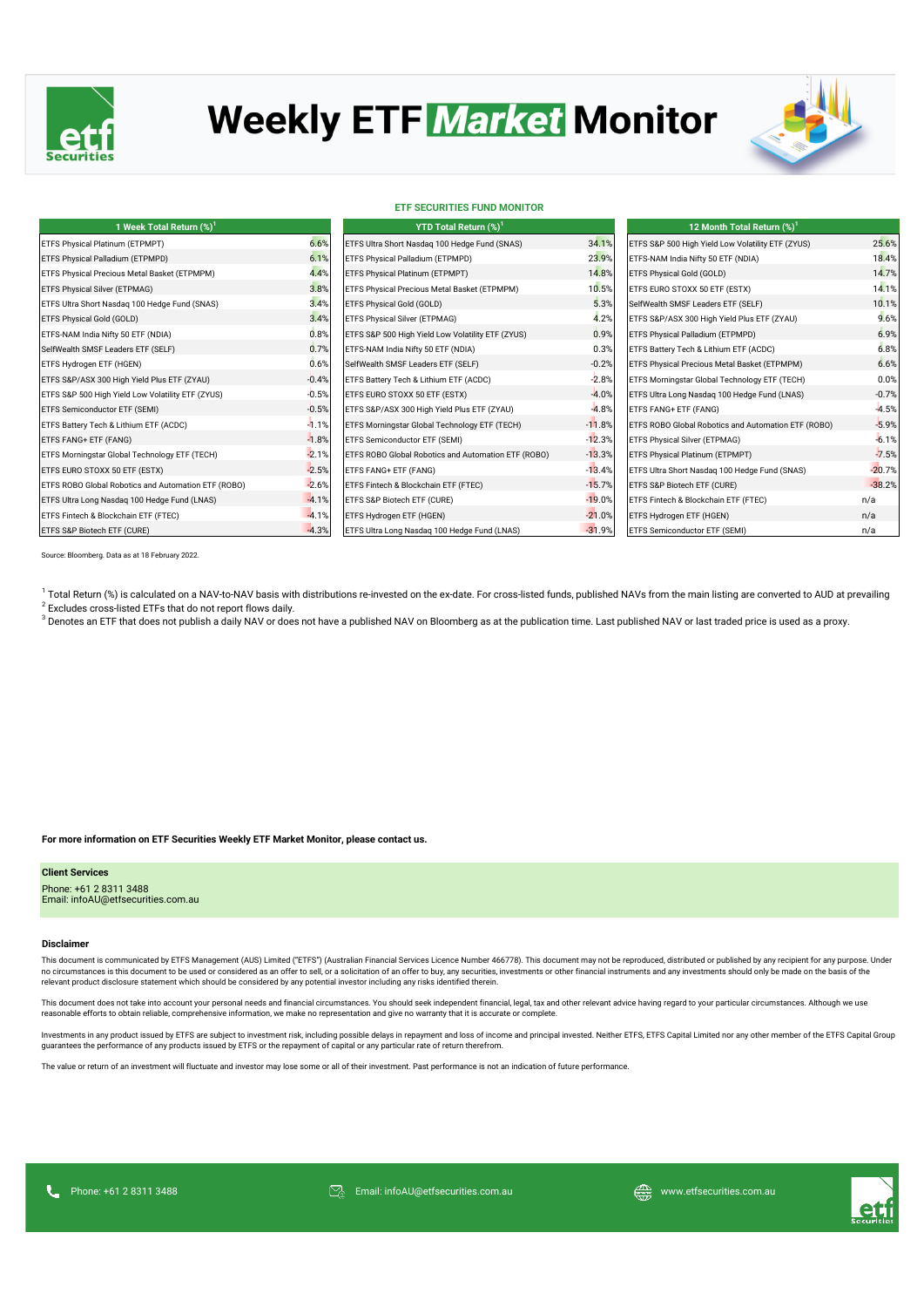# Weekly ETF Market Monitor

## ETF SECURITIES FUND MONITOR

| 1 Week Total Return (%)[1] | |
|---|---|
| ETFS Physical Platinum (ETPMPT) | 6.6% |
| ETFS Physical Palladium (ETPMPD) | 6.1% |
| ETFS Physical Precious Metal Basket (ETPMPM) | 4.4% |
| ETFS Physical Silver (ETPMAG) | 3.8% |
| ETFS Ultra Short Nasdaq 100 Hedge Fund (SNAS) | 3.4% |
| ETFS Physical Gold (GOLD) | 3.4% |
| ETFS-NAM India Nifty 50 ETF (NDIA) | 0.8% |
| SelfWealth SMSF Leaders ETF (SELF) | 0.7% |
| ETFS Hydrogen ETF (HGEN) | 0.6% |
| ETFS S&P/ASX 300 High Yield Plus ETF (ZYAU) | -0.4% |
| ETFS S&P 500 High Yield Low Volatility ETF (ZYUS) | -0.5% |
| ETFS Semiconductor ETF (SEMI) | -0.5% |
| ETFS Battery Tech & Lithium ETF (ACDC) | -1.1% |
| ETFS FANG+ ETF (FANG) | -1.8% |
| ETFS Morningstar Global Technology ETF (TECH) | -2.1% |
| ETFS EURO STOXX 50 ETF (ESTX) | -2.5% |
| ETFS ROBO Global Robotics and Automation ETF (ROBO) | -2.6% |
| ETFS Ultra Long Nasdaq 100 Hedge Fund (LNAS) | -4.1% |
| ETFS Fintech & Blockchain ETF (FTEC) | -4.1% |
| ETFS S&P Biotech ETF (CURE) | -4.3% |

| YTD Total Return (%)[1] | |
|---|---|
| ETFS Ultra Short Nasdaq 100 Hedge Fund (SNAS) | 34.1% |
| ETFS Physical Palladium (ETPMPD) | 23.9% |
| ETFS Physical Platinum (ETPMPT) | 14.8% |
| ETFS Physical Precious Metal Basket (ETPMPM) | 10.5% |
| ETFS Physical Gold (GOLD) | 5.3% |
| ETFS Physical Silver (ETPMAG) | 4.2% |
| ETFS S&P 500 High Yield Low Volatility ETF (ZYUS) | 0.9% |
| ETFS-NAM India Nifty 50 ETF (NDIA) | 0.3% |
| SelfWealth SMSF Leaders ETF (SELF) | -0.2% |
| ETFS Battery Tech & Lithium ETF (ACDC) | -2.8% |
| ETFS EURO STOXX 50 ETF (ESTX) | -4.0% |
| ETFS S&P/ASX 300 High Yield Plus ETF (ZYAU) | -4.8% |
| ETFS Morningstar Global Technology ETF (TECH) | -11.8% |
| ETFS Semiconductor ETF (SEMI) | -12.3% |
| ETFS ROBO Global Robotics and Automation ETF (ROBO) | -13.3% |
| ETFS FANG+ ETF (FANG) | -13.4% |
| ETFS Fintech & Blockchain ETF (FTEC) | -15.7% |
| ETFS S&P Biotech ETF (CURE) | -19.0% |
| ETFS Hydrogen ETF (HGEN) | -21.0% |
| ETFS Ultra Long Nasdaq 100 Hedge Fund (LNAS) | -31.9% |

| 12 Month Total Return (%)[1] | |
|---|---|
| ETFS S&P 500 High Yield Low Volatility ETF (ZYUS) | 25.6% |
| ETFS-NAM India Nifty 50 ETF (NDIA) | 18.4% |
| ETFS Physical Gold (GOLD) | 14.7% |
| ETFS EURO STOXX 50 ETF (ESTX) | 14.1% |
| SelfWealth SMSF Leaders ETF (SELF) | 10.1% |
| ETFS S&P/ASX 300 High Yield Plus ETF (ZYAU) | 9.6% |
| ETFS Physical Palladium (ETPMPD) | 6.9% |
| ETFS Battery Tech & Lithium ETF (ACDC) | 6.8% |
| ETFS Physical Precious Metal Basket (ETPMPM) | 6.6% |
| ETFS Morningstar Global Technology ETF (TECH) | 0.0% |
| ETFS Ultra Long Nasdaq 100 Hedge Fund (LNAS) | -0.7% |
| ETFS FANG+ ETF (FANG) | -4.5% |
| ETFS ROBO Global Robotics and Automation ETF (ROBO) | -5.9% |
| ETFS Physical Silver (ETPMAG) | -6.1% |
| ETFS Physical Platinum (ETPMPT) | -7.5% |
| ETFS Ultra Short Nasdaq 100 Hedge Fund (SNAS) | -20.7% |
| ETFS S&P Biotech ETF (CURE) | -38.2% |
| ETFS Fintech & Blockchain ETF (FTEC) | n/a |
| ETFS Hydrogen ETF (HGEN) | n/a |
| ETFS Semiconductor ETF (SEMI) | n/a |

Source: Bloomberg. Data as at 18 February 2022.

[1] Total Return (%) is calculated on a NAV-to-NAV basis with distributions re-invested on the ex-date. For cross-listed funds, published NAVs from the main listing are converted to AUD at prevailing

[2] Excludes cross-listed ETFs that do not report flows daily.

[3] Denotes an ETF that does not publish a daily NAV or does not have a published NAV on Bloomberg as at the publication time. Last published NAV or last traded price is used as a proxy.

**For more information on ETF Securities Weekly ETF Market Monitor, please contact us.**

**Client Services**
Phone: +61 2 8311 3488
Email: infoAU@etfsecurities.com.au

### Disclaimer

This document is communicated by ETFS Management (AUS) Limited ("ETFS") (Australian Financial Services Licence Number 466778). This document may not be reproduced, distributed or published by any recipient for any purpose. Under no circumstances is this document to be used or considered as an offer to sell, or a solicitation of an offer to buy, any securities, investments or other financial instruments and any investments should only be made on the basis of the relevant product disclosure statement which should be considered by any potential investor including any risks identified therein.

This document does not take into account your personal needs and financial circumstances. You should seek independent financial, legal, tax and other relevant advice having regard to your particular circumstances. Although we use reasonable efforts to obtain reliable, comprehensive information, we make no representation and give no warranty that it is accurate or complete.

Investments in any product issued by ETFS are subject to investment risk, including possible delays in repayment and loss of income and principal invested. Neither ETFS, ETFS Capital Limited nor any other member of the ETFS Capital Group guarantees the performance of any products issued by ETFS or the repayment of capital or any particular rate of return therefrom.

The value or return of an investment will fluctuate and investor may lose some or all of their investment. Past performance is not an indication of future performance.

Phone: +61 2 8311 3488 Email: infoAU@etfsecurities.com.au www.etfsecurities.com.au